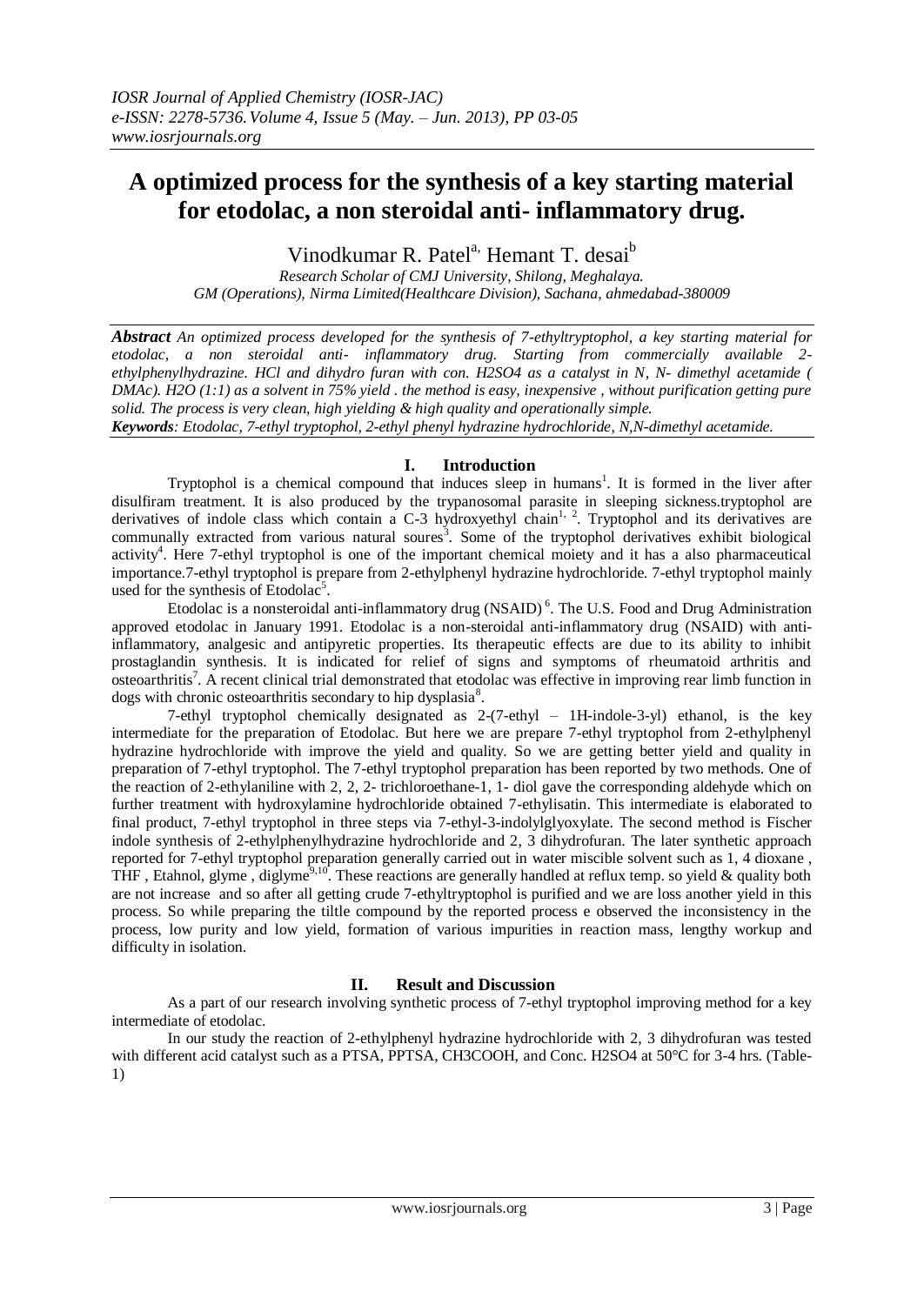*IOSR Journal of Applied Chemistry (IOSR-JAC)*
*e-ISSN: 2278-5736. Volume 4, Issue 5 (May. – Jun. 2013), PP 03-05*
*www.iosrjournals.org*

# A optimized process for the synthesis of a key starting material for etodolac, a non steroidal anti- inflammatory drug.

Vinodkumar R. Patel[a], Hemant T. desai[b]

*Research Scholar of CMJ University, Shilong, Meghalaya.*
*GM (Operations), Nirma Limited(Healthcare Division), Sachana, ahmedabad-380009*

***Abstract*** *An optimized process developed for the synthesis of 7-ethyltryptophol, a key starting material for etodolac, a non steroidal anti- inflammatory drug. Starting from commercially available 2-ethylphenylhydrazine. HCl and dihydro furan with con. H2SO4 as a catalyst in N, N- dimethyl acetamide ( DMAc). H2O (1:1) as a solvent in 75% yield . the method is easy, inexpensive , without purification getting pure solid. The process is very clean, high yielding & high quality and operationally simple.*

***Keywords****: Etodolac, 7-ethyl tryptophol, 2-ethyl phenyl hydrazine hydrochloride, N,N-dimethyl acetamide.*

## I. Introduction

Tryptophol is a chemical compound that induces sleep in humans[1]. It is formed in the liver after disulfiram treatment. It is also produced by the trypanosomal parasite in sleeping sickness.tryptophol are derivatives of indole class which contain a C-3 hydroxyethyl chain[1, 2]. Tryptophol and its derivatives are communally extracted from various natural soures[3]. Some of the tryptophol derivatives exhibit biological activity[4]. Here 7-ethyl tryptophol is one of the important chemical moiety and it has a also pharmaceutical importance.7-ethyl tryptophol is prepare from 2-ethylphenyl hydrazine hydrochloride. 7-ethyl tryptophol mainly used for the synthesis of Etodolac[5].

Etodolac is a nonsteroidal anti-inflammatory drug (NSAID) [6]. The U.S. Food and Drug Administration approved etodolac in January 1991. Etodolac is a non-steroidal anti-inflammatory drug (NSAID) with anti-inflammatory, analgesic and antipyretic properties. Its therapeutic effects are due to its ability to inhibit prostaglandin synthesis. It is indicated for relief of signs and symptoms of rheumatoid arthritis and osteoarthritis[7]. A recent clinical trial demonstrated that etodolac was effective in improving rear limb function in dogs with chronic osteoarthritis secondary to hip dysplasia[8].

7-ethyl tryptophol chemically designated as 2-(7-ethyl – 1H-indole-3-yl) ethanol, is the key intermediate for the preparation of Etodolac. But here we are prepare 7-ethyl tryptophol from 2-ethylphenyl hydrazine hydrochloride with improve the yield and quality. So we are getting better yield and quality in preparation of 7-ethyl tryptophol. The 7-ethyl tryptophol preparation has been reported by two methods. One of the reaction of 2-ethylaniline with 2, 2, 2- trichloroethane-1, 1- diol gave the corresponding aldehyde which on further treatment with hydroxylamine hydrochloride obtained 7-ethylisatin. This intermediate is elaborated to final product, 7-ethyl tryptophol in three steps via 7-ethyl-3-indolylglyoxylate. The second method is Fischer indole synthesis of 2-ethylphenylhydrazine hydrochloride and 2, 3 dihydrofuran. The later synthetic approach reported for 7-ethyl tryptophol preparation generally carried out in water miscible solvent such as 1, 4 dioxane , THF , Etahnol, glyme , diglyme[9,10]. These reactions are generally handled at reflux temp. so yield & quality both are not increase and so after all getting crude 7-ethyltryptophol is purified and we are loss another yield in this process. So while preparing the tiltle compound by the reported process e observed the inconsistency in the process, low purity and low yield, formation of various impurities in reaction mass, lengthy workup and difficulty in isolation.

## II. Result and Discussion

As a part of our research involving synthetic process of 7-ethyl tryptophol improving method for a key intermediate of etodolac.

In our study the reaction of 2-ethylphenyl hydrazine hydrochloride with 2, 3 dihydrofuran was tested with different acid catalyst such as a PTSA, PPTSA, $CH_3COOH$, and Conc. $H_2SO_4$ at 50°C for 3-4 hrs. (Table-1)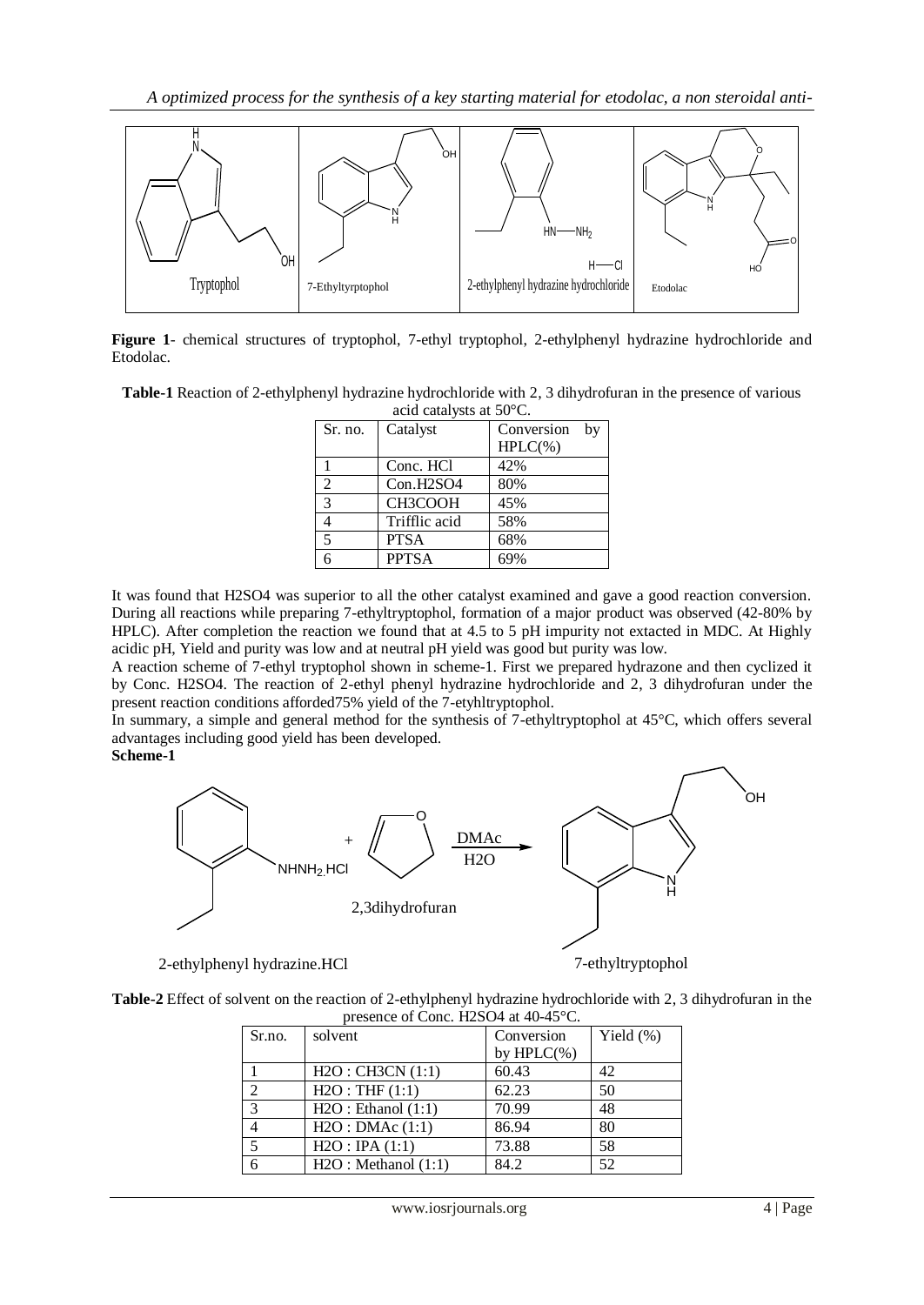**Figure 1**- chemical structures of tryptophol, 7-ethyl tryptophol, 2-ethylphenyl hydrazine hydrochloride and Etodolac.

**Table-1** Reaction of 2-ethylphenyl hydrazine hydrochloride with 2, 3 dihydrofuran in the presence of various acid catalysts at 50°C.

| Sr. no. | Catalyst | Conversion by HPLC(%) |
|---|---|---|
| 1 | Conc. HCl | 42% |
| 2 | Con.H2SO4 | 80% |
| 3 | CH3COOH | 45% |
| 4 | Trifflic acid | 58% |
| 5 | PTSA | 68% |
| 6 | PPTSA | 69% |

It was found that H2SO4 was superior to all the other catalyst examined and gave a good reaction conversion. During all reactions while preparing 7-ethyltryptophol, formation of a major product was observed (42-80% by HPLC). After completion the reaction we found that at 4.5 to 5 pH impurity not extacted in MDC. At Highly acidic pH, Yield and purity was low and at neutral pH yield was good but purity was low.

A reaction scheme of 7-ethyl tryptophol shown in scheme-1. First we prepared hydrazone and then cyclized it by Conc. H2SO4. The reaction of 2-ethyl phenyl hydrazine hydrochloride and 2, 3 dihydrofuran under the present reaction conditions afforded75% yield of the 7-etyhltryptophol.

In summary, a simple and general method for the synthesis of 7-ethyltryptophol at 45°C, which offers several advantages including good yield has been developed.

**Scheme-1**

**Table-2** Effect of solvent on the reaction of 2-ethylphenyl hydrazine hydrochloride with 2, 3 dihydrofuran in the presence of Conc. H2SO4 at 40-45°C.

| Sr.no. | solvent | Conversion by HPLC(%) | Yield (%) |
|---|---|---|---|
| 1 | H2O : CH3CN (1:1) | 60.43 | 42 |
| 2 | H2O : THF (1:1) | 62.23 | 50 |
| 3 | H2O : Ethanol (1:1) | 70.99 | 48 |
| 4 | H2O : DMAc (1:1) | 86.94 | 80 |
| 5 | H2O : IPA (1:1) | 73.88 | 58 |
| 6 | H2O : Methanol (1:1) | 84.2 | 52 |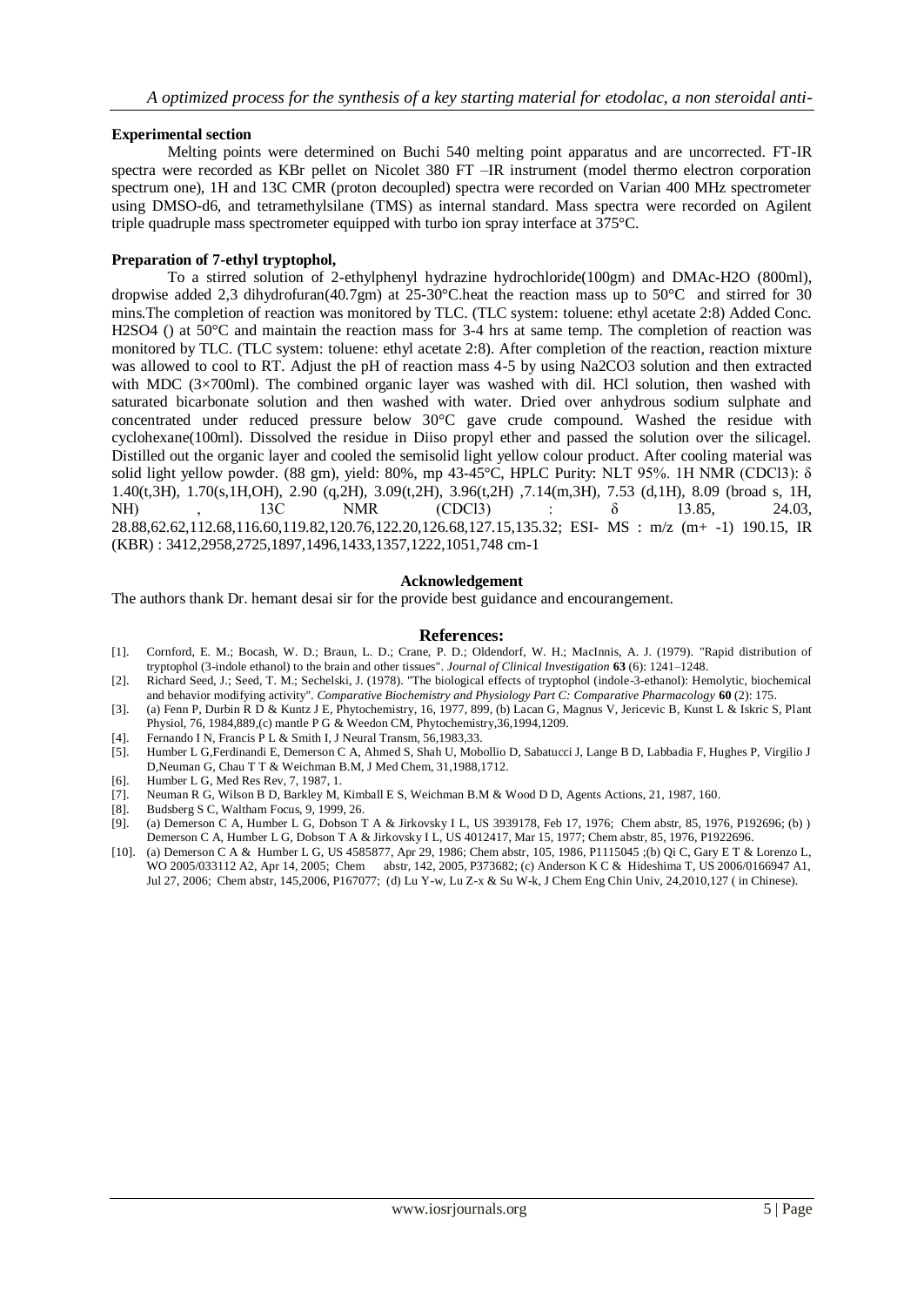### Experimental section

Melting points were determined on Buchi 540 melting point apparatus and are uncorrected. FT-IR spectra were recorded as KBr pellet on Nicolet 380 FT –IR instrument (model thermo electron corporation spectrum one), 1H and 13C CMR (proton decoupled) spectra were recorded on Varian 400 MHz spectrometer using DMSO-d6, and tetramethylsilane (TMS) as internal standard. Mass spectra were recorded on Agilent triple quadruple mass spectrometer equipped with turbo ion spray interface at 375°C.

### Preparation of 7-ethyl tryptophol,

To a stirred solution of 2-ethylphenyl hydrazine hydrochloride(100gm) and DMAc-$H_2O$ (800ml), dropwise added 2,3 dihydrofuran(40.7gm) at 25-30°C.heat the reaction mass up to 50°C and stirred for 30 mins.The completion of reaction was monitored by TLC. (TLC system: toluene: ethyl acetate 2:8) Added Conc. $H_2SO_4$ () at 50°C and maintain the reaction mass for 3-4 hrs at same temp. The completion of reaction was monitored by TLC. (TLC system: toluene: ethyl acetate 2:8). After completion of the reaction, reaction mixture was allowed to cool to RT. Adjust the pH of reaction mass 4-5 by using $Na_2CO_3$ solution and then extracted with MDC (3×700ml). The combined organic layer was washed with dil. HCl solution, then washed with saturated bicarbonate solution and then washed with water. Dried over anhydrous sodium sulphate and concentrated under reduced pressure below 30°C gave crude compound. Washed the residue with cyclohexane(100ml). Dissolved the residue in Diiso propyl ether and passed the solution over the silicagel. Distilled out the organic layer and cooled the semisolid light yellow colour product. After cooling material was solid light yellow powder. (88 gm), yield: 80%, mp 43-45°C, HPLC Purity: NLT 95%. 1H NMR (CDCl3): δ 1.40(t,3H), 1.70(s,1H,OH), 2.90 (q,2H), 3.09(t,2H), 3.96(t,2H) ,7.14(m,3H), 7.53 (d,1H), 8.09 (broad s, 1H, NH) , 13C NMR (CDCl3) : δ 13.85, 24.03, 28.88,62.62,112.68,116.60,119.82,120.76,122.20,126.68,127.15,135.32; ESI- MS : m/z (m+ -1) 190.15, IR (KBR) : 3412,2958,2725,1897,1496,1433,1357,1222,1051,748 cm-1

### Acknowledgement

The authors thank Dr. hemant desai sir for the provide best guidance and encourangement.

### References:

[1]. Cornford, E. M.; Bocash, W. D.; Braun, L. D.; Crane, P. D.; Oldendorf, W. H.; MacInnis, A. J. (1979). "Rapid distribution of tryptophol (3-indole ethanol) to the brain and other tissues". *Journal of Clinical Investigation* **63** (6): 1241–1248.

[2]. Richard Seed, J.; Seed, T. M.; Sechelski, J. (1978). "The biological effects of tryptophol (indole-3-ethanol): Hemolytic, biochemical and behavior modifying activity". *Comparative Biochemistry and Physiology Part C: Comparative Pharmacology* **60** (2): 175.

[3]. (a) Fenn P, Durbin R D & Kuntz J E, Phytochemistry, 16, 1977, 899, (b) Lacan G, Magnus V, Jericevic B, Kunst L & Iskric S, Plant Physiol, 76, 1984,889,(c) mantle P G & Weedon CM, Phytochemistry,36,1994,1209.

[4]. Fernando I N, Francis P L & Smith I, J Neural Transm, 56,1983,33.

[5]. Humber L G,Ferdinandi E, Demerson C A, Ahmed S, Shah U, Mobollio D, Sabatucci J, Lange B D, Labbadia F, Hughes P, Virgilio J D,Neuman G, Chau T T & Weichman B.M, J Med Chem, 31,1988,1712.

[6]. Humber L G, Med Res Rev, 7, 1987, 1.

[7]. Neuman R G, Wilson B D, Barkley M, Kimball E S, Weichman B.M & Wood D D, Agents Actions, 21, 1987, 160.

[8]. Budsberg S C, Waltham Focus, 9, 1999, 26.

[9]. (a) Demerson C A, Humber L G, Dobson T A & Jirkovsky I L, US 3939178, Feb 17, 1976; Chem abstr, 85, 1976, P192696; (b) ) Demerson C A, Humber L G, Dobson T A & Jirkovsky I L, US 4012417, Mar 15, 1977; Chem abstr, 85, 1976, P1922696.

[10]. (a) Demerson C A & Humber L G, US 4585877, Apr 29, 1986; Chem abstr, 105, 1986, P1115045 ;(b) Qi C, Gary E T & Lorenzo L, WO 2005/033112 A2, Apr 14, 2005; Chem abstr, 142, 2005, P373682; (c) Anderson K C & Hideshima T, US 2006/0166947 A1, Jul 27, 2006; Chem abstr, 145,2006, P167077; (d) Lu Y-w, Lu Z-x & Su W-k, J Chem Eng Chin Univ, 24,2010,127 ( in Chinese).